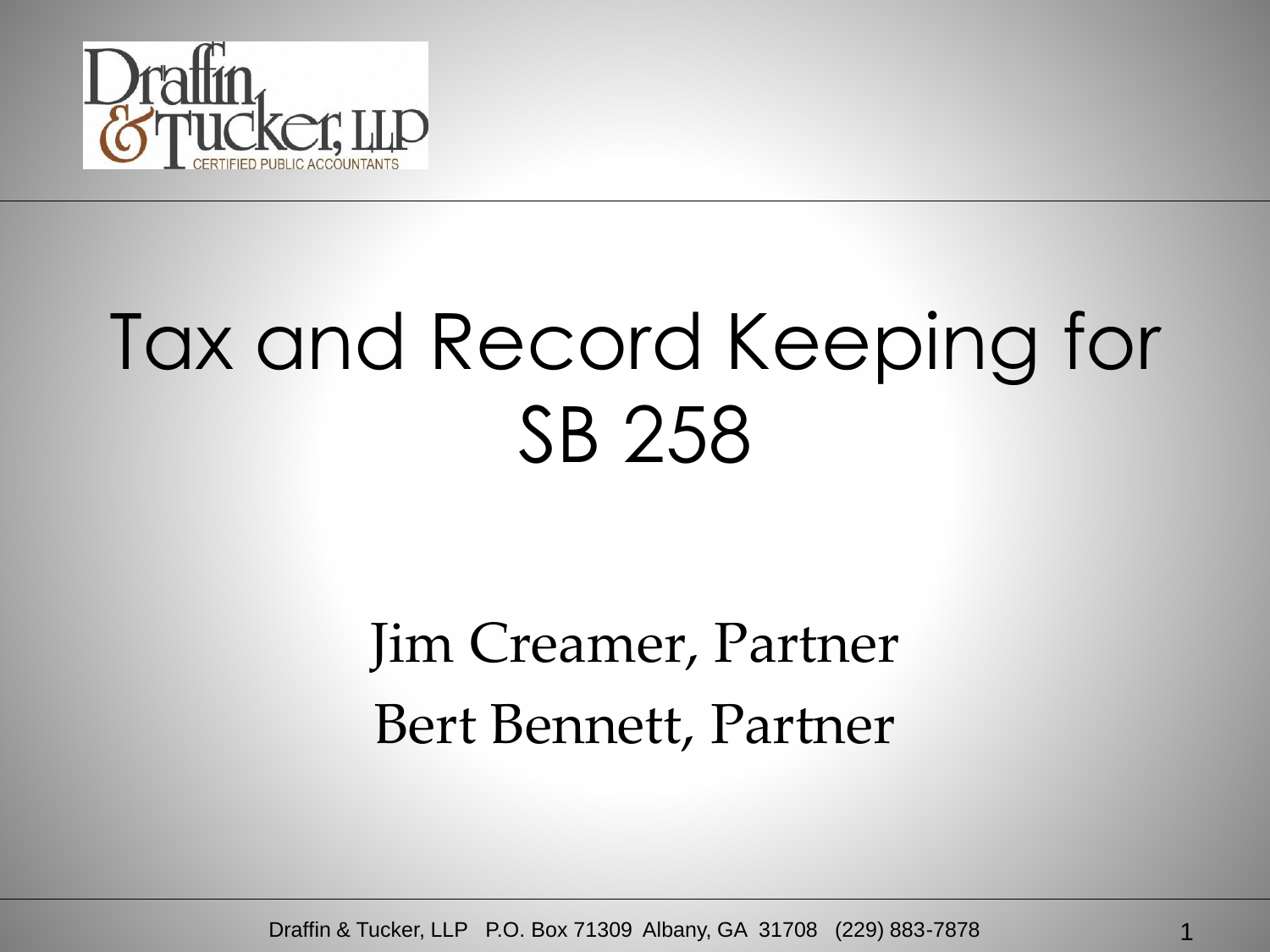Draffin & Tucker, LLP
CERTIFIED PUBLIC ACCOUNTANTS

# Tax and Record Keeping for SB 258

Jim Creamer, Partner

Bert Bennett, Partner

Draffin & Tucker, LLP P.O. Box 71309 Albany, GA 31708 (229) 883-7878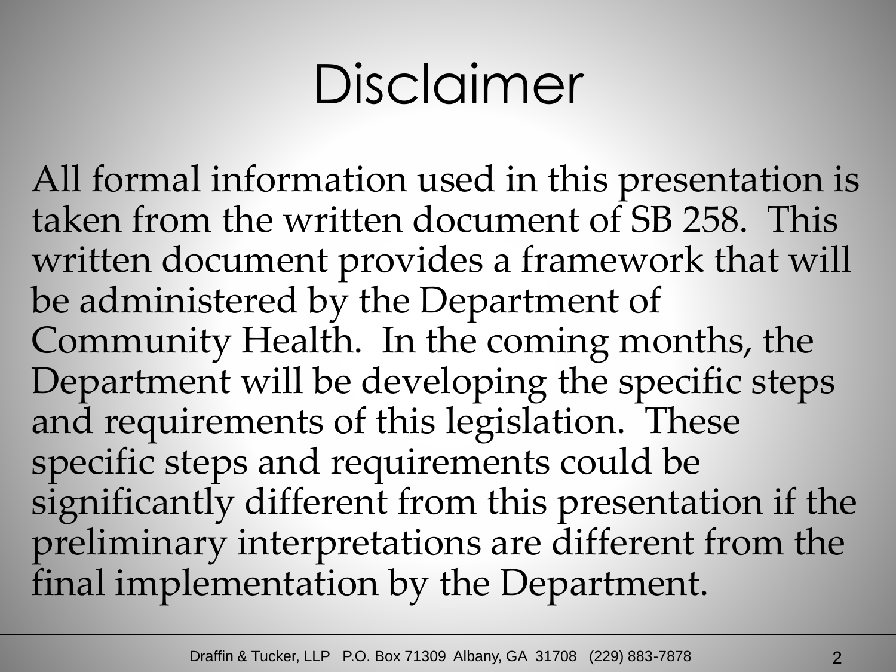# Disclaimer

All formal information used in this presentation is taken from the written document of SB 258. This written document provides a framework that will be administered by the Department of Community Health. In the coming months, the Department will be developing the specific steps and requirements of this legislation. These specific steps and requirements could be significantly different from this presentation if the preliminary interpretations are different from the final implementation by the Department.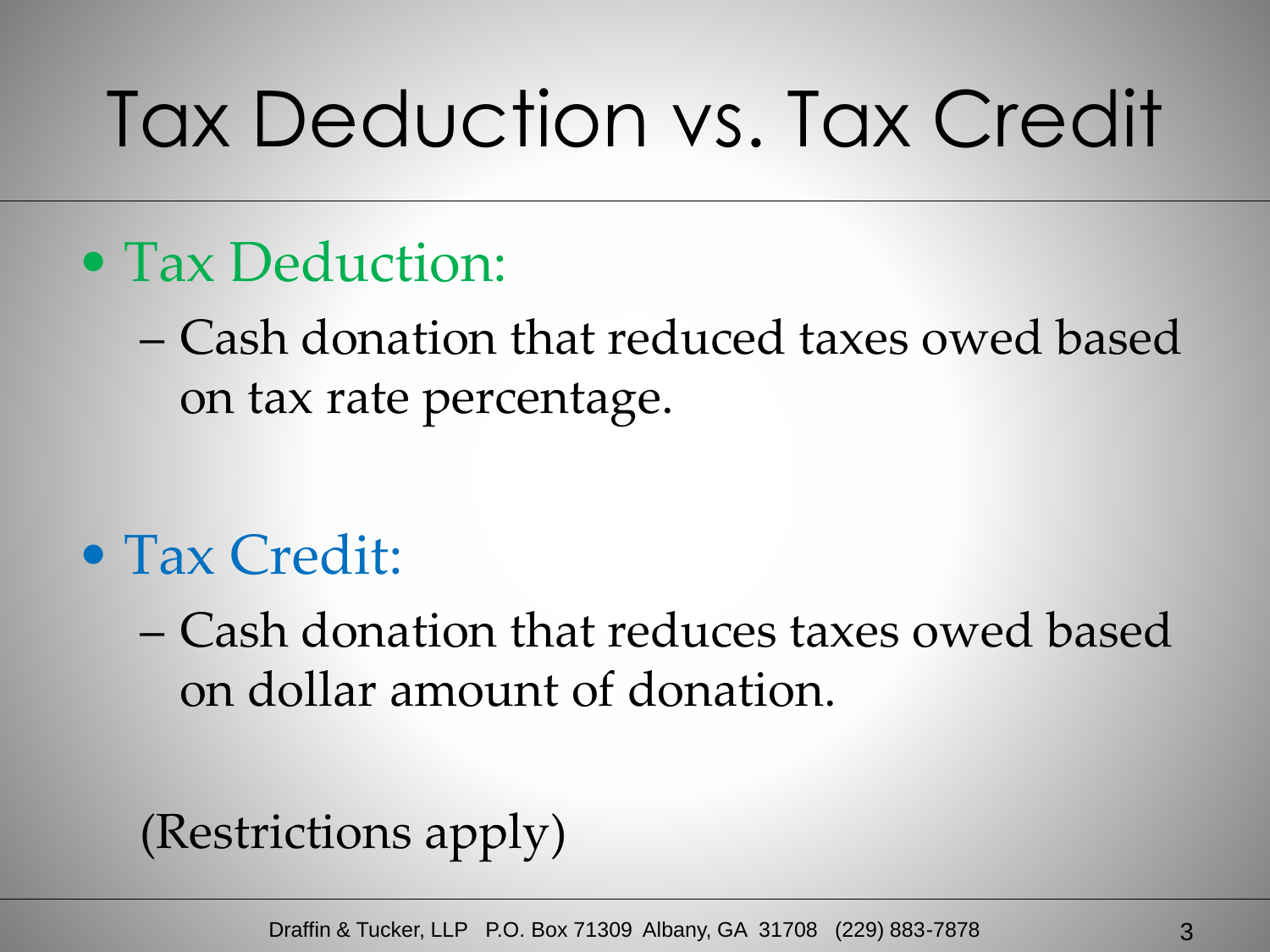# Tax Deduction vs. Tax Credit

- Tax Deduction:
  - Cash donation that reduced taxes owed based on tax rate percentage.

- Tax Credit:
  - Cash donation that reduces taxes owed based on dollar amount of donation.

(Restrictions apply)

Draffin & Tucker, LLP P.O. Box 71309 Albany, GA 31708 (229) 883-7878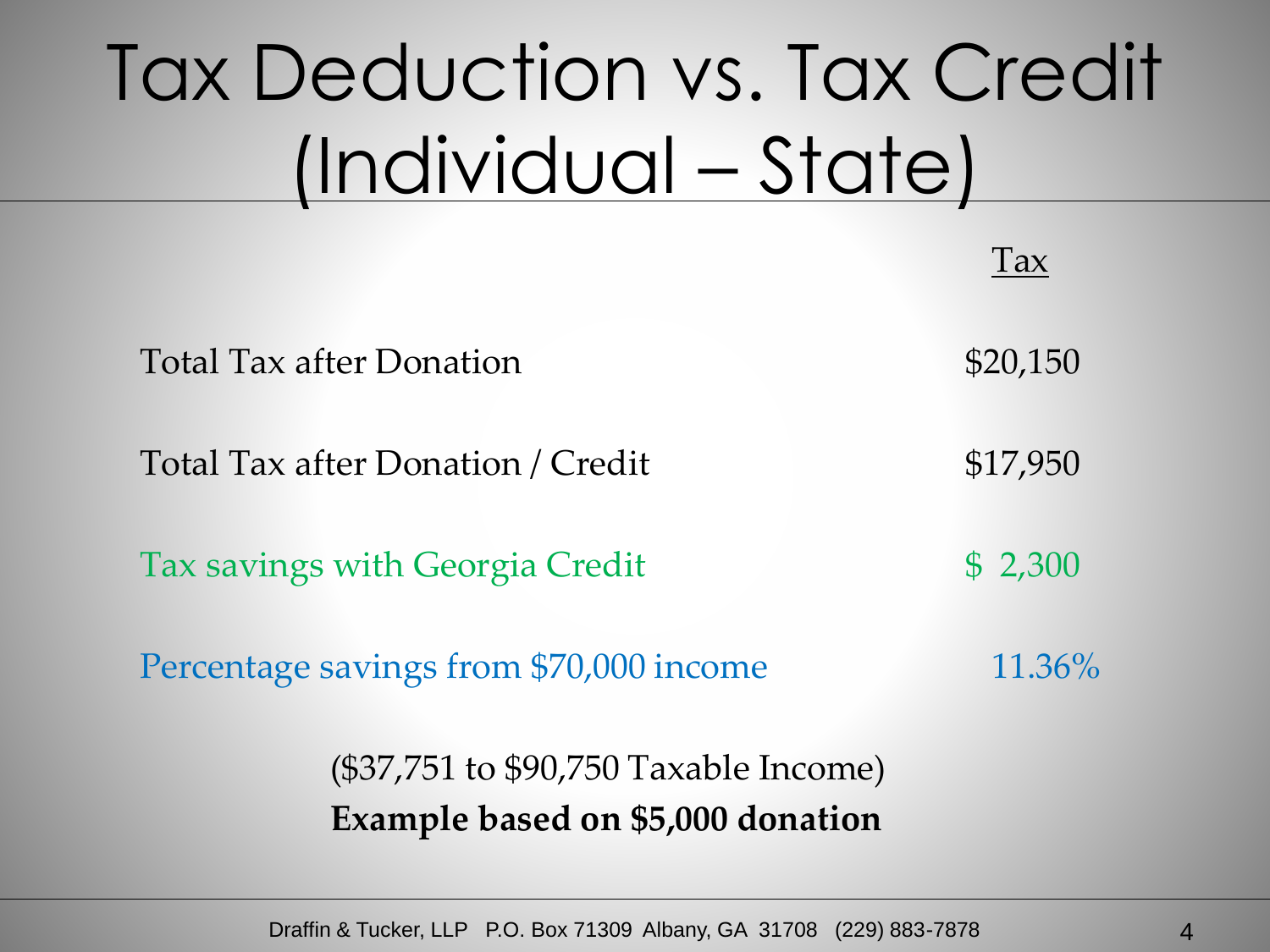# Tax Deduction vs. Tax Credit (Individual – State)

| | Tax |
|---|---|
| Total Tax after Donation | $20,150 |
| Total Tax after Donation / Credit | $17,950 |
| Tax savings with Georgia Credit | $ 2,300 |
| Percentage savings from $70,000 income | 11.36% |

($37,751 to $90,750 Taxable Income)

**Example based on $5,000 donation**

Draffin & Tucker, LLP P.O. Box 71309 Albany, GA 31708 (229) 883-7878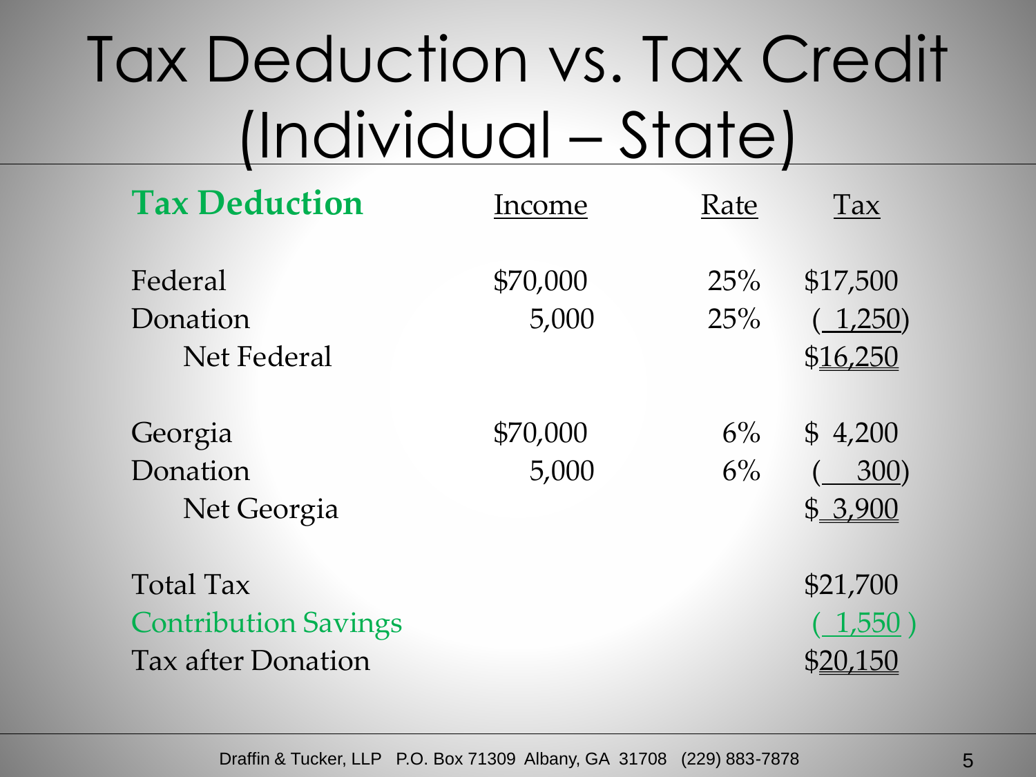# Tax Deduction vs. Tax Credit (Individual – State)

| **Tax Deduction** | Income | Rate | Tax |
|---|---|---|---|
| Federal | $70,000 | 25% | $17,500 |
| Donation | 5,000 | 25% | ( 1,250) |
| Net Federal | | | $16,250 |
| Georgia | $70,000 | 6% | $ 4,200 |
| Donation | 5,000 | 6% | ( 300) |
| Net Georgia | | | $ 3,900 |
| Total Tax | | | $21,700 |
| Contribution Savings | | | ( 1,550 ) |
| Tax after Donation | | | $20,150 |

Draffin & Tucker, LLP P.O. Box 71309 Albany, GA 31708 (229) 883-7878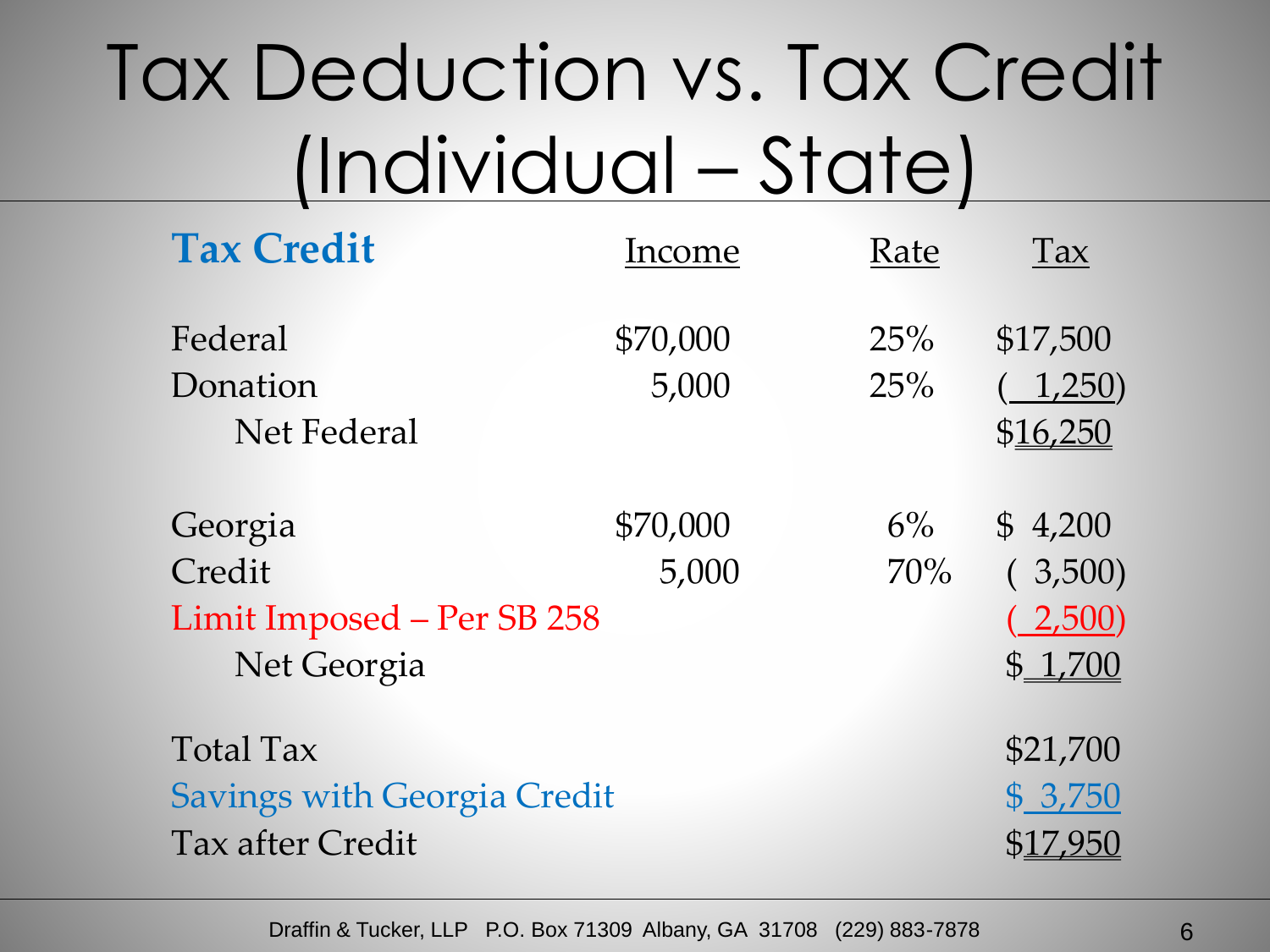# Tax Deduction vs. Tax Credit (Individual – State)

| **Tax Credit** | Income | Rate | Tax |
|---|---|---|---|
| Federal | $70,000 | 25% | $17,500 |
| Donation | 5,000 | 25% | ( 1,250) |
| Net Federal | | | $16,250 |
| | | | |
| Georgia | $70,000 | 6% | $ 4,200 |
| Credit | 5,000 | 70% | ( 3,500) |
| Limit Imposed – Per SB 258 | | | ( 2,500) |
| Net Georgia | | | $ 1,700 |
| | | | |
| Total Tax | | | $21,700 |
| Savings with Georgia Credit | | | $ 3,750 |
| Tax after Credit | | | $17,950 |

Draffin & Tucker, LLP P.O. Box 71309 Albany, GA 31708 (229) 883-7878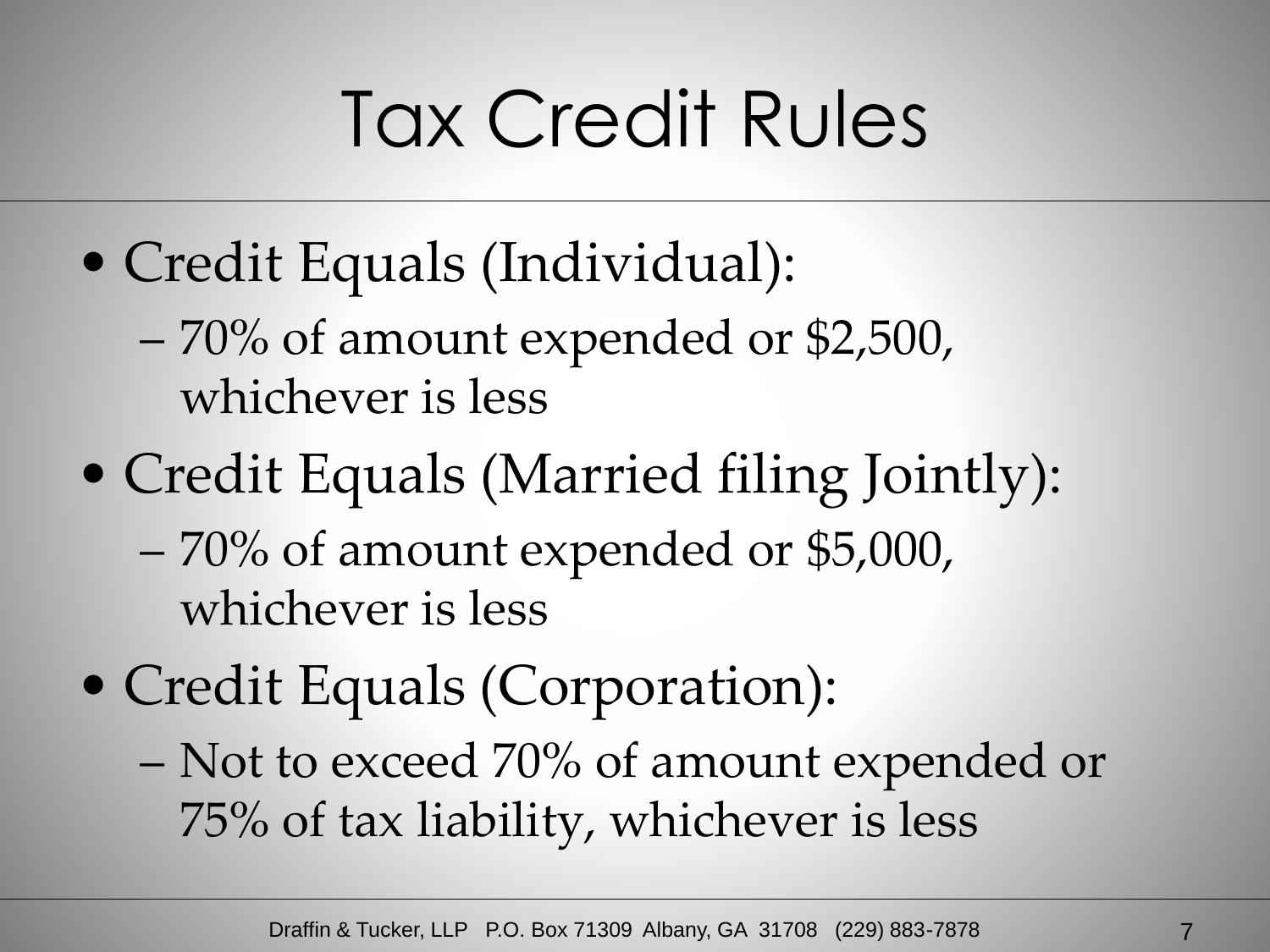# Tax Credit Rules

- Credit Equals (Individual):
  - 70% of amount expended or $2,500, whichever is less
- Credit Equals (Married filing Jointly):
  - 70% of amount expended or $5,000, whichever is less
- Credit Equals (Corporation):
  - Not to exceed 70% of amount expended or 75% of tax liability, whichever is less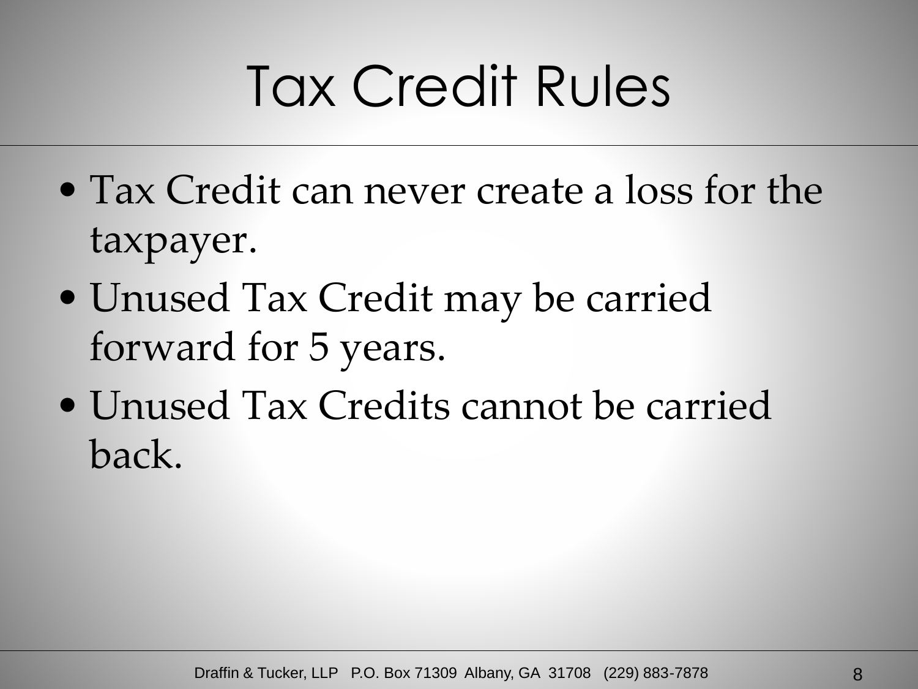# Tax Credit Rules

- Tax Credit can never create a loss for the taxpayer.
- Unused Tax Credit may be carried forward for 5 years.
- Unused Tax Credits cannot be carried back.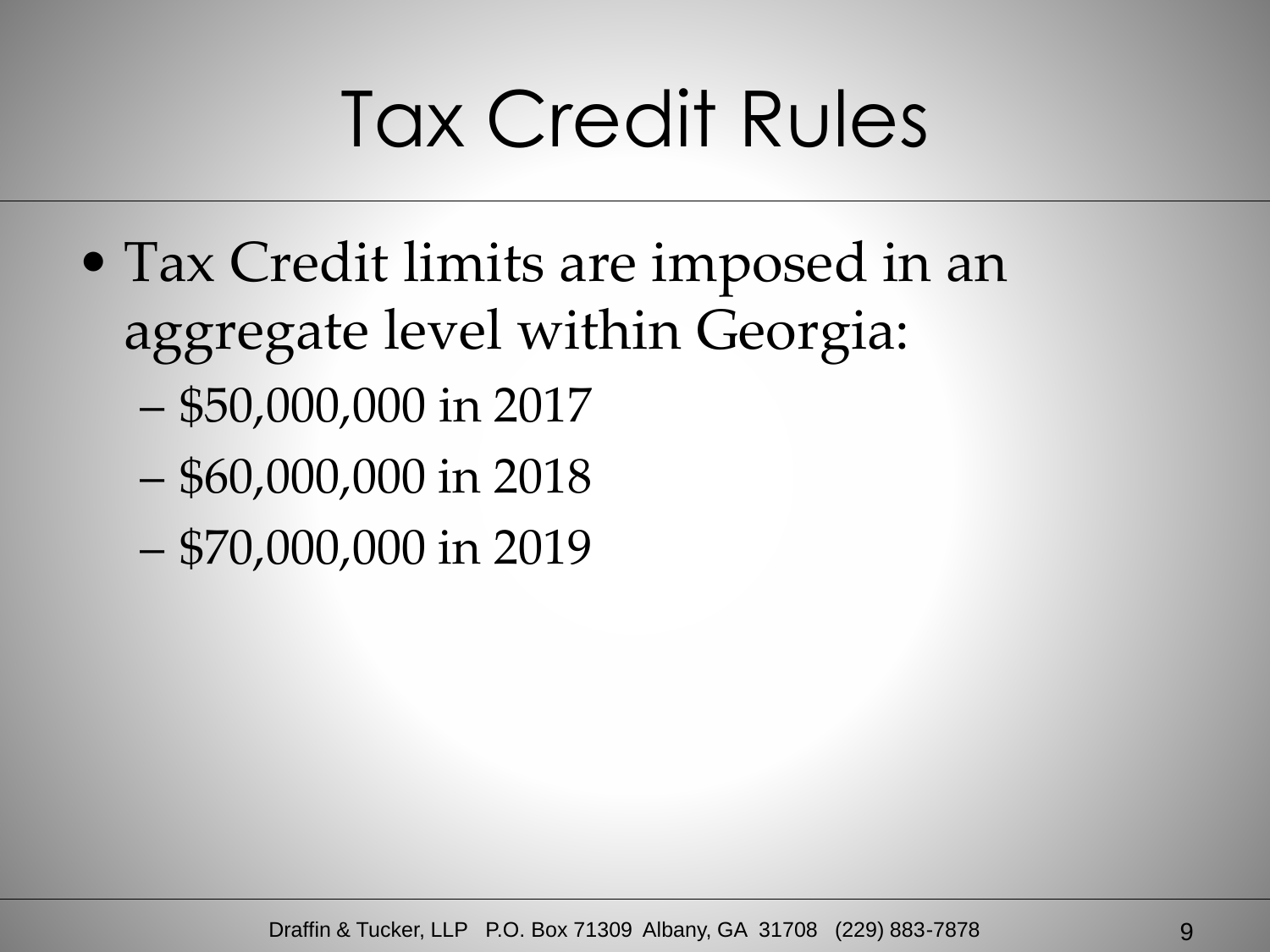# Tax Credit Rules

- Tax Credit limits are imposed in an aggregate level within Georgia:
  - $50,000,000 in 2017
  - $60,000,000 in 2018
  - $70,000,000 in 2019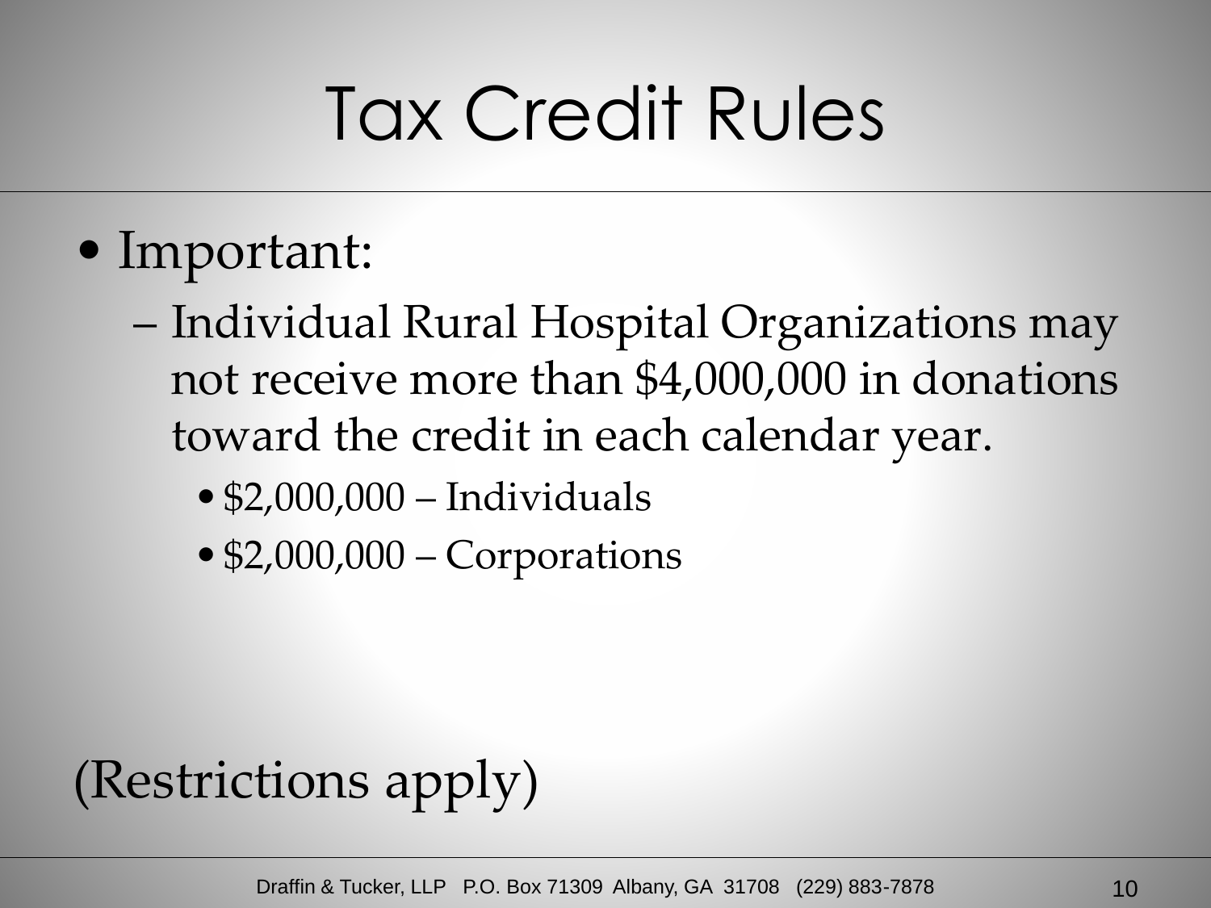# Tax Credit Rules

- Important:
  - Individual Rural Hospital Organizations may not receive more than $4,000,000 in donations toward the credit in each calendar year.
    - $2,000,000 – Individuals
    - $2,000,000 – Corporations

(Restrictions apply)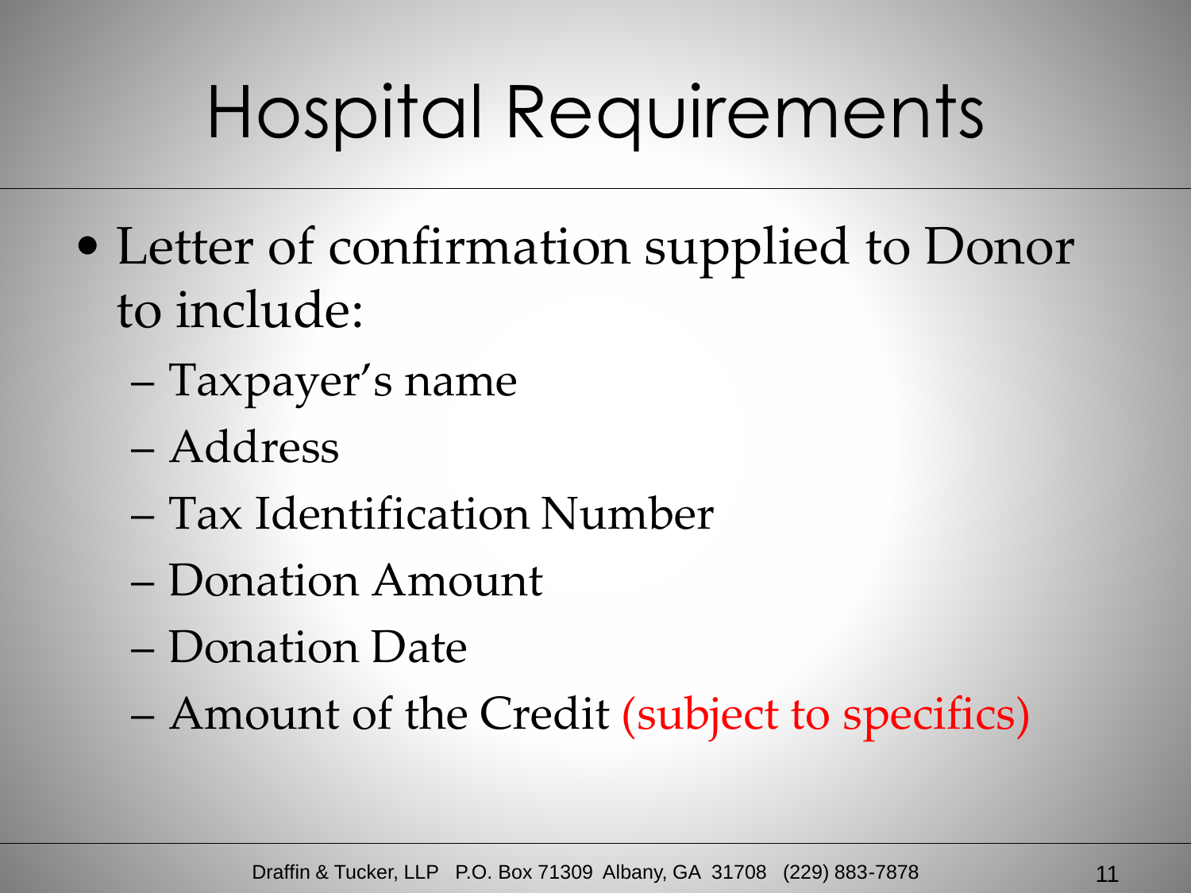# Hospital Requirements

- Letter of confirmation supplied to Donor to include:
  - Taxpayer's name
  - Address
  - Tax Identification Number
  - Donation Amount
  - Donation Date
  - Amount of the Credit (subject to specifics)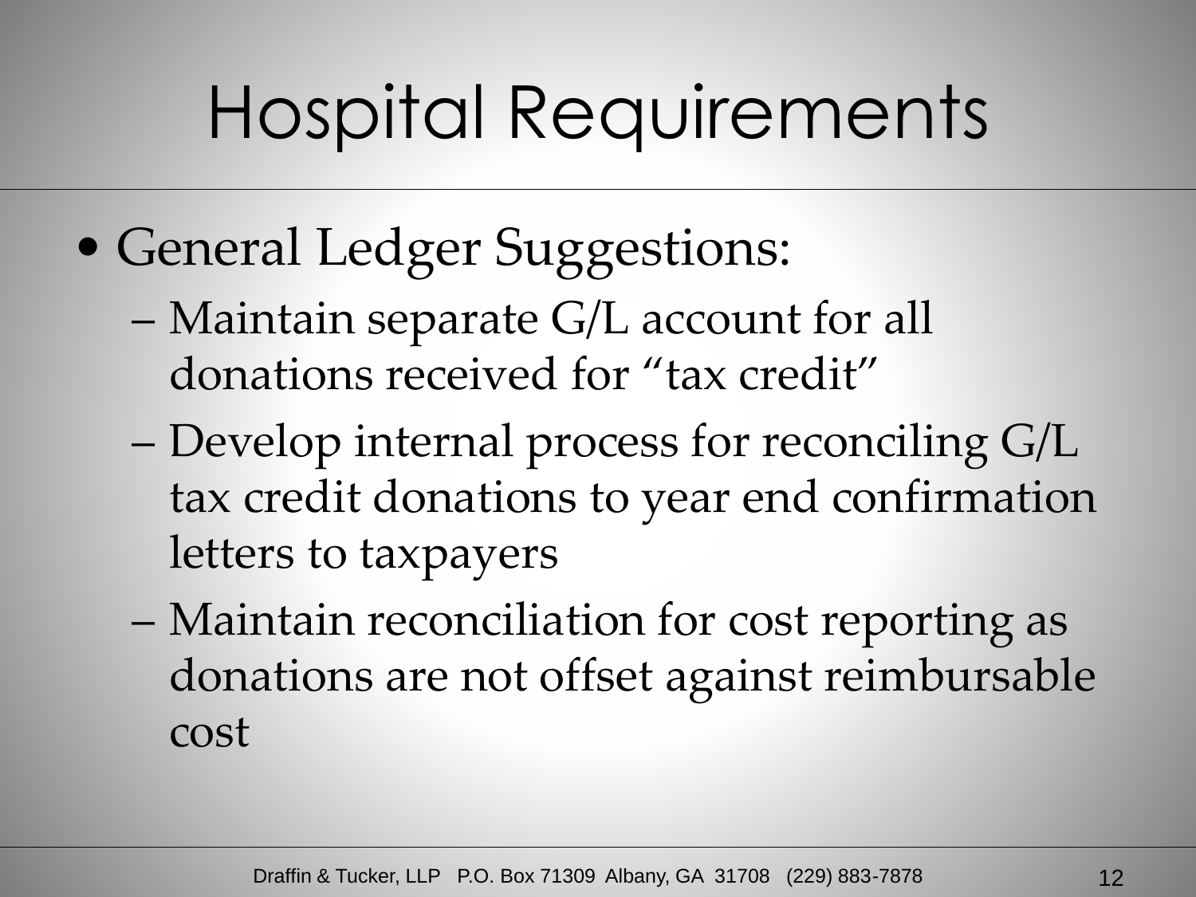# Hospital Requirements

- General Ledger Suggestions:
  - Maintain separate G/L account for all donations received for "tax credit"
  - Develop internal process for reconciling G/L tax credit donations to year end confirmation letters to taxpayers
  - Maintain reconciliation for cost reporting as donations are not offset against reimbursable cost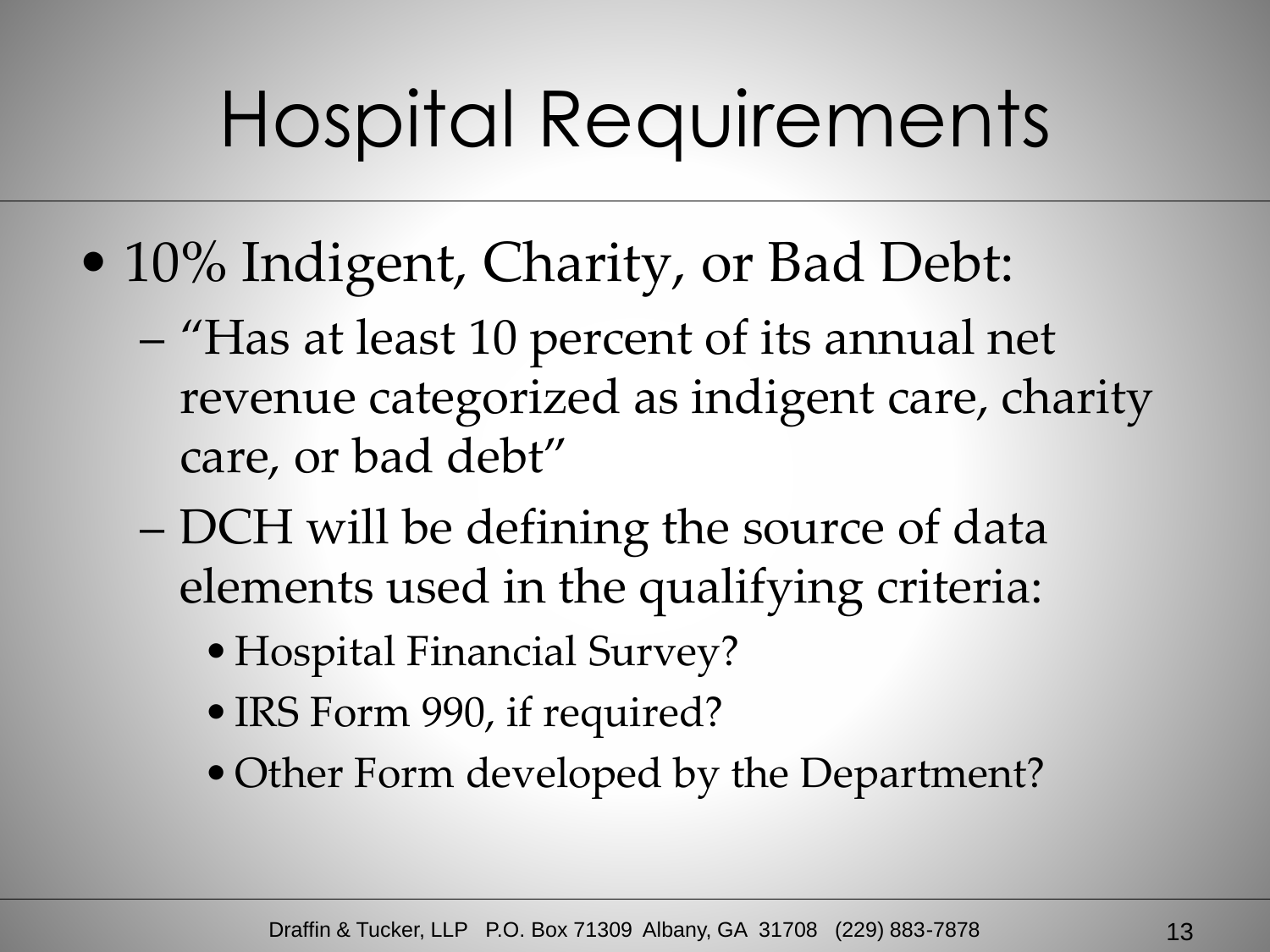# Hospital Requirements

- 10% Indigent, Charity, or Bad Debt:
  - "Has at least 10 percent of its annual net revenue categorized as indigent care, charity care, or bad debt"
  - DCH will be defining the source of data elements used in the qualifying criteria:
    - Hospital Financial Survey?
    - IRS Form 990, if required?
    - Other Form developed by the Department?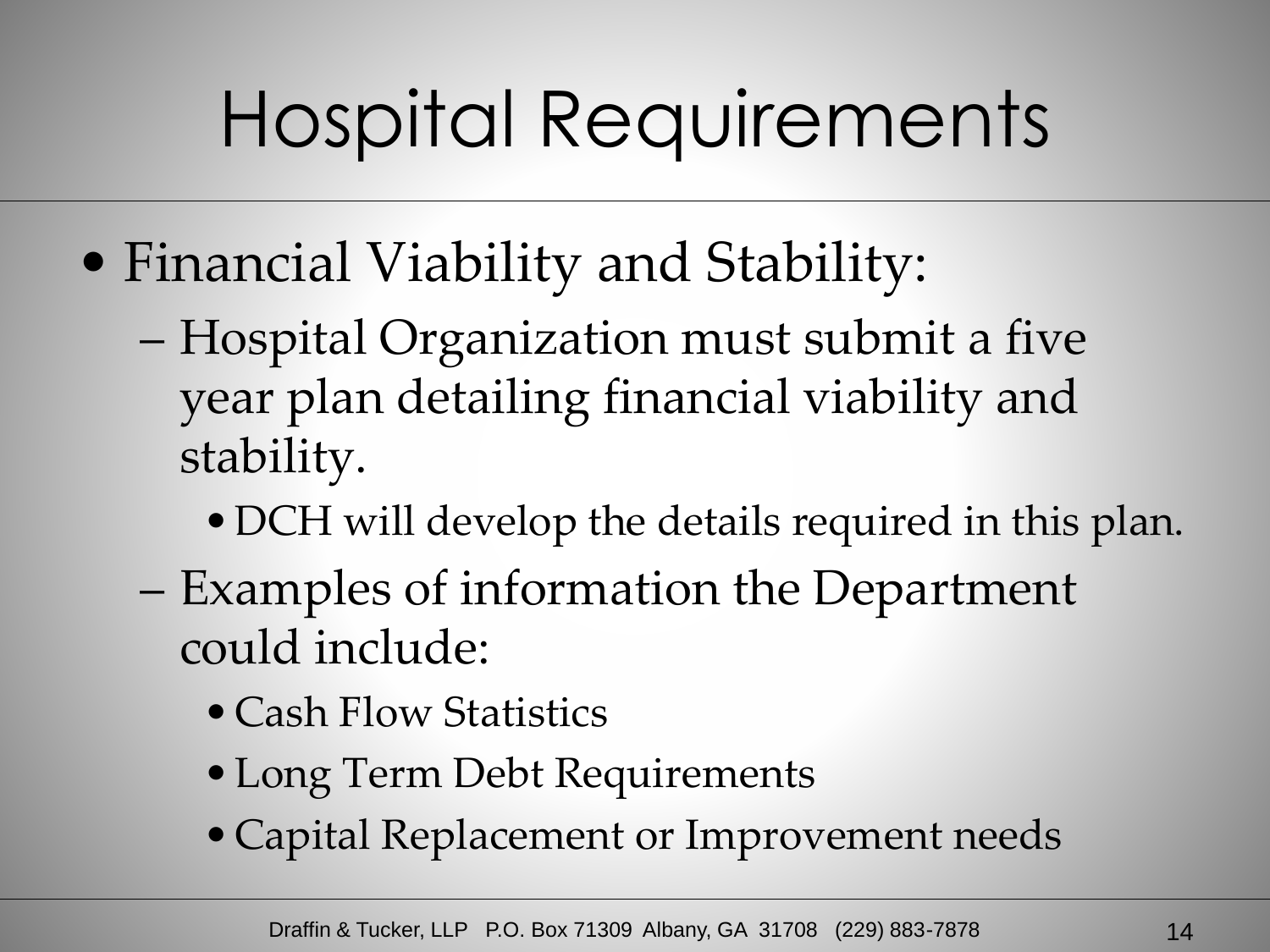# Hospital Requirements

- Financial Viability and Stability:
  - Hospital Organization must submit a five year plan detailing financial viability and stability.
    - DCH will develop the details required in this plan.
  - Examples of information the Department could include:
    - Cash Flow Statistics
    - Long Term Debt Requirements
    - Capital Replacement or Improvement needs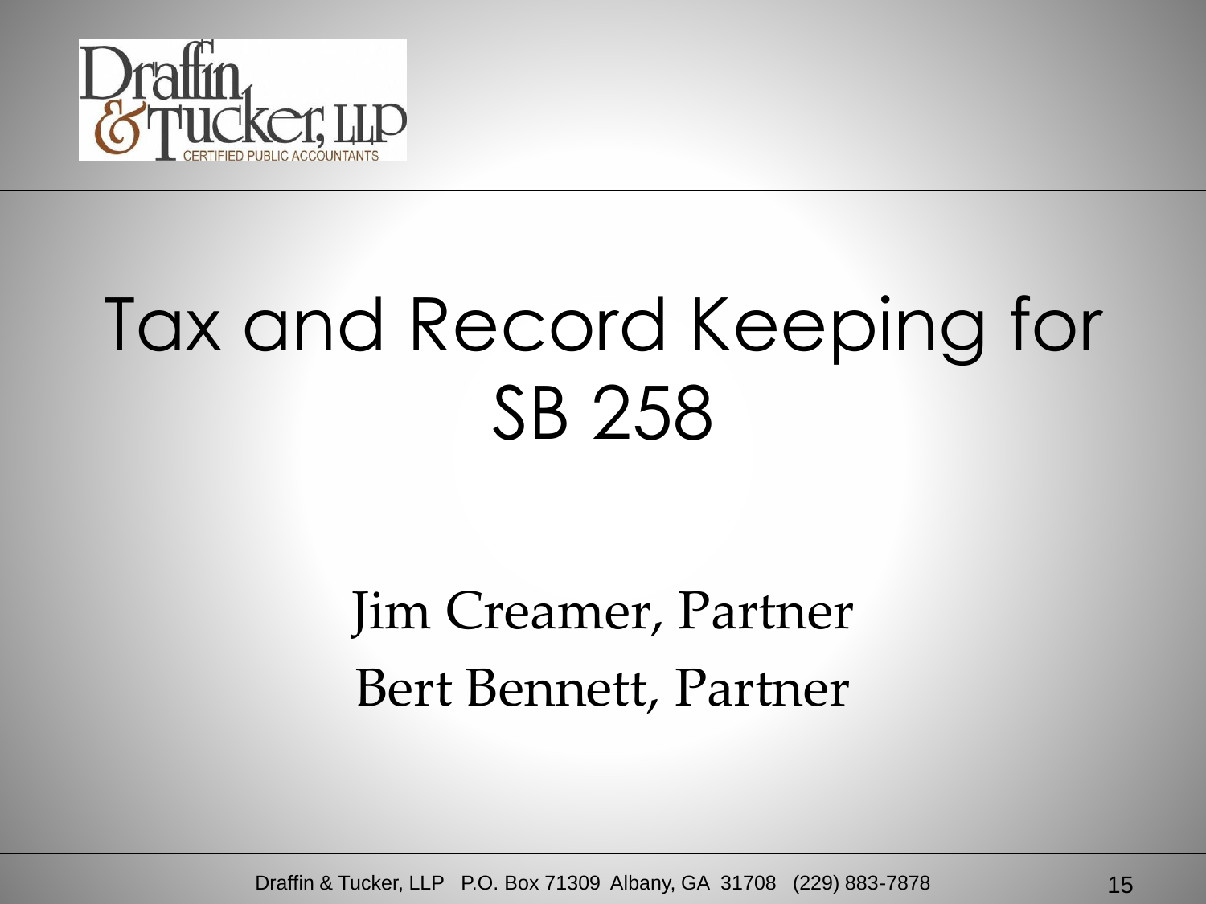# Tax and Record Keeping for SB 258

Jim Creamer, Partner

Bert Bennett, Partner